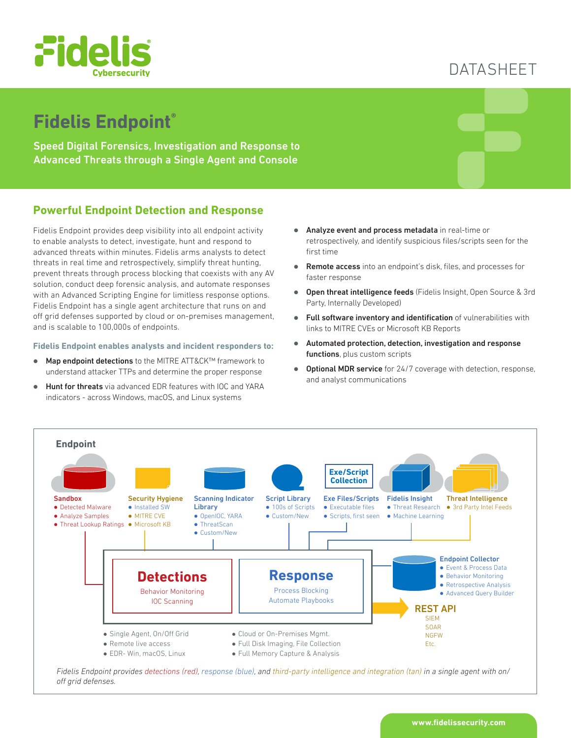# Fidelis Endpoint®

DATASHEET

**Speed Digital Forensics, Investigation and Response to Advanced Threats through a Single Agent and Console**

## Powerful Endpoint Detection and Response

Fidelis Endpoint provides deep visibility into all endpoint activity to enable analysts to detect, investigate, hunt and respond to advanced threats within minutes. Fidelis arms analysts to detect threats in real time and retrospectively, simplify threat hunting, prevent threats through process blocking that coexists with any AV solution, conduct deep forensic analysis, and automate responses with an Advanced Scripting Engine for limitless response options. Fidelis Endpoint has a single agent architecture that runs on and off grid defenses supported by cloud or on-premises management, and is scalable to 100,000s of endpoints.

### Fidelis Endpoint enables analysts and incident responders to:

- **Map endpoint detections** to the MITRE ATT&CK™ framework to understand attacker TTPs and determine the proper response
- **Hunt for threats** via advanced EDR features with IOC and YARA indicators - across Windows, macOS, and Linux systems
- **Analyze event and process metadata** in real-time or retrospectively, and identify suspicious files/scripts seen for the first time
- **Remote access** into an endpoint's disk, files, and processes for faster response
- **Open threat intelligence feeds** (Fidelis Insight, Open Source & 3rd Party, Internally Developed)
- **Full software inventory and identification** of vulnerabilities with links to MITRE CVEs or Microsoft KB Reports
- **Automated protection, detection, investigation and response functions**, plus custom scripts
- **Optional MDR service** for 24/7 coverage with detection, response, and analyst communications

### Endpoint

**Sandbox**
- Detected Malware
- Analyze Samples
- Threat Lookup Ratings

**Security Hygiene**
- Installed SW
- MITRE CVE
- Microsoft KB

**Scanning Indicator Library**
- OpenIOC, YARA
- ThreatScan
- Custom/New

**Script Library**
- 100s of Scripts
- Custom/New

**Exe/Script Collection**

**Exe Files/Scripts**
- Executable files
- Scripts, first seen

**Fidelis Insight**
- Threat Research
- Machine Learning

**Threat Intelligence**
- 3rd Party Intel Feeds

**Detections**
Behavior Monitoring
IOC Scanning

**Response**
Process Blocking
Automate Playbooks

**Endpoint Collector**
- Event & Process Data
- Behavior Monitoring
- Retrospective Analysis
- Advanced Query Builder

**REST API**
SIEM
SOAR
NGFW
Etc.

- Single Agent, On/Off Grid
- Remote live access
- EDR- Win, macOS, Linux
- Cloud or On-Premises Mgmt.
- Full Disk Imaging, File Collection
- Full Memory Capture & Analysis

*Fidelis Endpoint provides detections (red), response (blue), and third-party intelligence and integration (tan) in a single agent with on/off grid defenses.*

www.fidelissecurity.com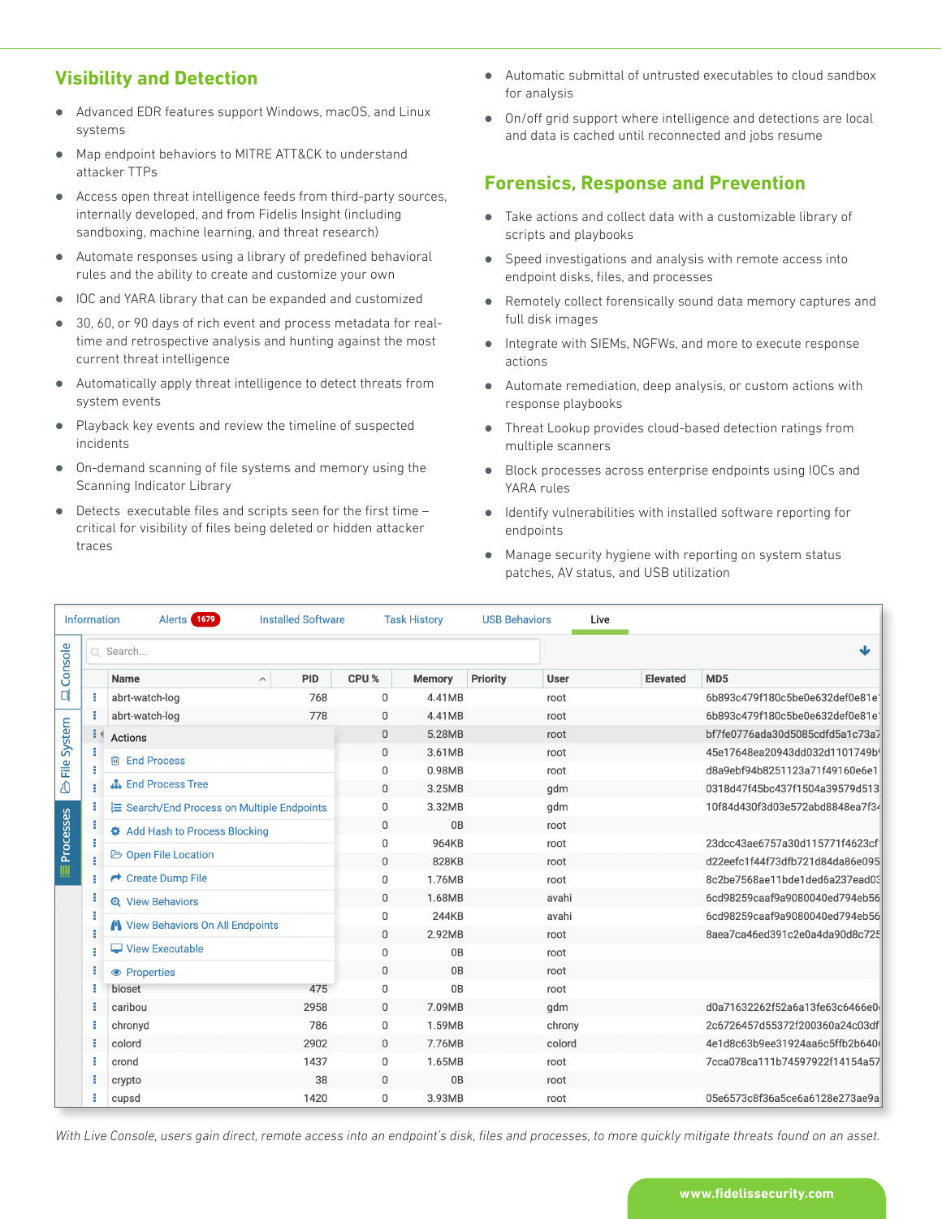## Visibility and Detection

- Advanced EDR features support Windows, macOS, and Linux systems
- Map endpoint behaviors to MITRE ATT&CK to understand attacker TTPs
- Access open threat intelligence feeds from third-party sources, internally developed, and from Fidelis Insight (including sandboxing, machine learning, and threat research)
- Automate responses using a library of predefined behavioral rules and the ability to create and customize your own
- IOC and YARA library that can be expanded and customized
- 30, 60, or 90 days of rich event and process metadata for real-time and retrospective analysis and hunting against the most current threat intelligence
- Automatically apply threat intelligence to detect threats from system events
- Playback key events and review the timeline of suspected incidents
- On-demand scanning of file systems and memory using the Scanning Indicator Library
- Detects executable files and scripts seen for the first time – critical for visibility of files being deleted or hidden attacker traces
- Automatic submittal of untrusted executables to cloud sandbox for analysis
- On/off grid support where intelligence and detections are local and data is cached until reconnected and jobs resume

## Forensics, Response and Prevention

- Take actions and collect data with a customizable library of scripts and playbooks
- Speed investigations and analysis with remote access into endpoint disks, files, and processes
- Remotely collect forensically sound data memory captures and full disk images
- Integrate with SIEMs, NGFWs, and more to execute response actions
- Automate remediation, deep analysis, or custom actions with response playbooks
- Threat Lookup provides cloud-based detection ratings from multiple scanners
- Block processes across enterprise endpoints using IOCs and YARA rules
- Identify vulnerabilities with installed software reporting for endpoints
- Manage security hygiene with reporting on system status patches, AV status, and USB utilization

*With Live Console, users gain direct, remote access into an endpoint's disk, files and processes, to more quickly mitigate threats found on an asset.*